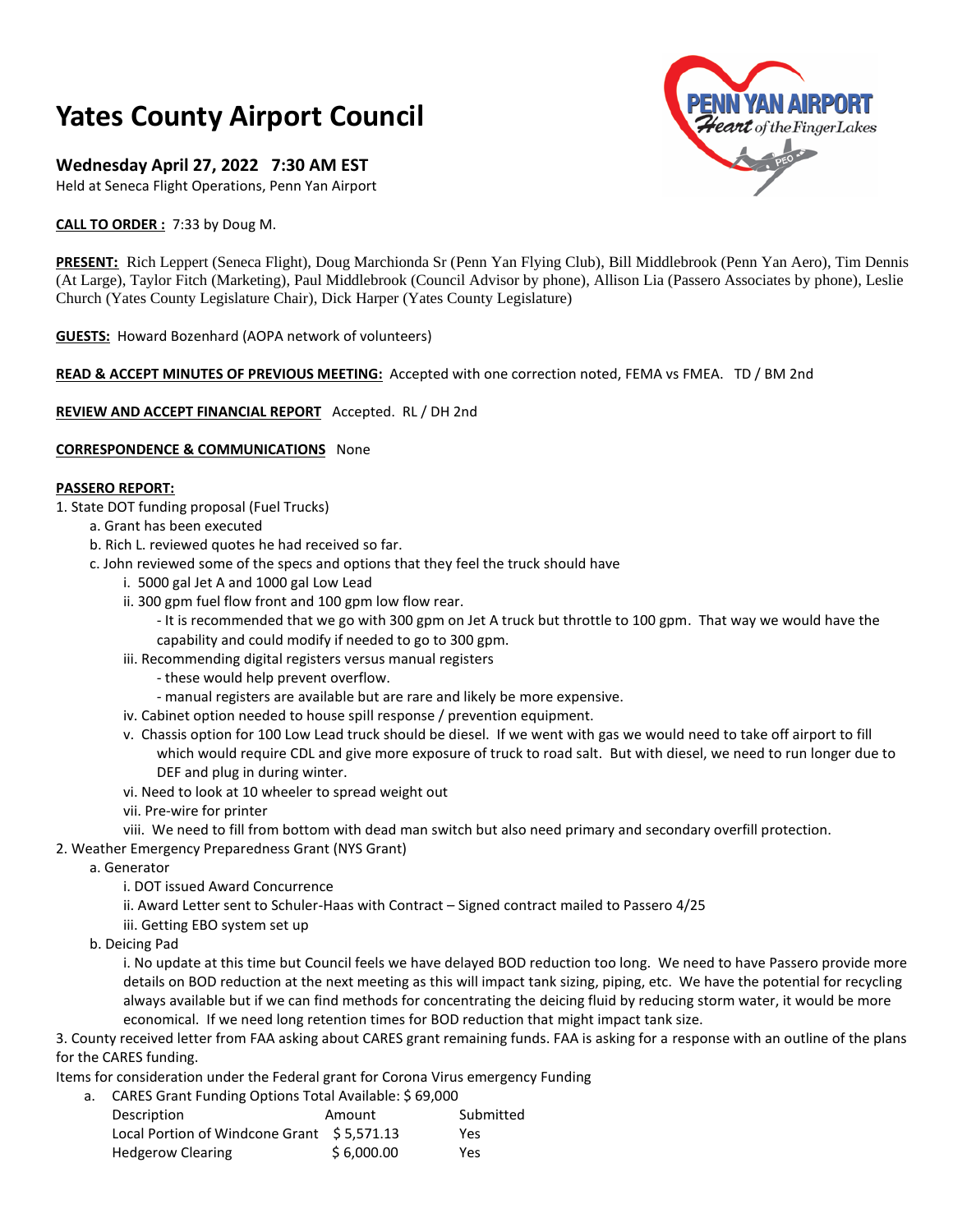# Yates County Airport Council

## Wednesday April 27, 2022 7:30 AM EST

Held at Seneca Flight Operations, Penn Yan Airport

**CALL TO ORDER :** 7:33 by Doug M.

**PRESENT:** Rich Leppert (Seneca Flight), Doug Marchionda Sr (Penn Yan Flying Club), Bill Middlebrook (Penn Yan Aero), Tim Dennis (At Large), Taylor Fitch (Marketing), Paul Middlebrook (Council Advisor by phone), Allison Lia (Passero Associates by phone), Leslie Church (Yates County Legislature Chair), Dick Harper (Yates County Legislature)

**GUESTS:** Howard Bozenhard (AOPA network of volunteers)

**READ & ACCEPT MINUTES OF PREVIOUS MEETING:** Accepted with one correction noted, FEMA vs FMEA. TD / BM 2nd

**REVIEW AND ACCEPT FINANCIAL REPORT** Accepted. RL / DH 2nd

**CORRESPONDENCE & COMMUNICATIONS** None

**PASSERO REPORT:**

1. State DOT funding proposal (Fuel Trucks)
   a. Grant has been executed
   b. Rich L. reviewed quotes he had received so far.
   c. John reviewed some of the specs and options that they feel the truck should have
      i. 5000 gal Jet A and 1000 gal Low Lead
      ii. 300 gpm fuel flow front and 100 gpm low flow rear.
         - It is recommended that we go with 300 gpm on Jet A truck but throttle to 100 gpm. That way we would have the capability and could modify if needed to go to 300 gpm.
      iii. Recommending digital registers versus manual registers
         - these would help prevent overflow.
         - manual registers are available but are rare and likely be more expensive.
      iv. Cabinet option needed to house spill response / prevention equipment.
      v. Chassis option for 100 Low Lead truck should be diesel. If we went with gas we would need to take off airport to fill which would require CDL and give more exposure of truck to road salt. But with diesel, we need to run longer due to DEF and plug in during winter.
      vi. Need to look at 10 wheeler to spread weight out
      vii. Pre-wire for printer
      viii. We need to fill from bottom with dead man switch but also need primary and secondary overfill protection.
2. Weather Emergency Preparedness Grant (NYS Grant)
   a. Generator
      i. DOT issued Award Concurrence
      ii. Award Letter sent to Schuler-Haas with Contract – Signed contract mailed to Passero 4/25
      iii. Getting EBO system set up
   b. Deicing Pad
      i. No update at this time but Council feels we have delayed BOD reduction too long. We need to have Passero provide more details on BOD reduction at the next meeting as this will impact tank sizing, piping, etc. We have the potential for recycling always available but if we can find methods for concentrating the deicing fluid by reducing storm water, it would be more economical. If we need long retention times for BOD reduction that might impact tank size.
3. County received letter from FAA asking about CARES grant remaining funds. FAA is asking for a response with an outline of the plans for the CARES funding.

Items for consideration under the Federal grant for Corona Virus emergency Funding

a. CARES Grant Funding Options Total Available: $ 69,000

| Description | Amount | Submitted |
|---|---|---|
| Local Portion of Windcone Grant | $ 5,571.13 | Yes |
| Hedgerow Clearing | $ 6,000.00 | Yes |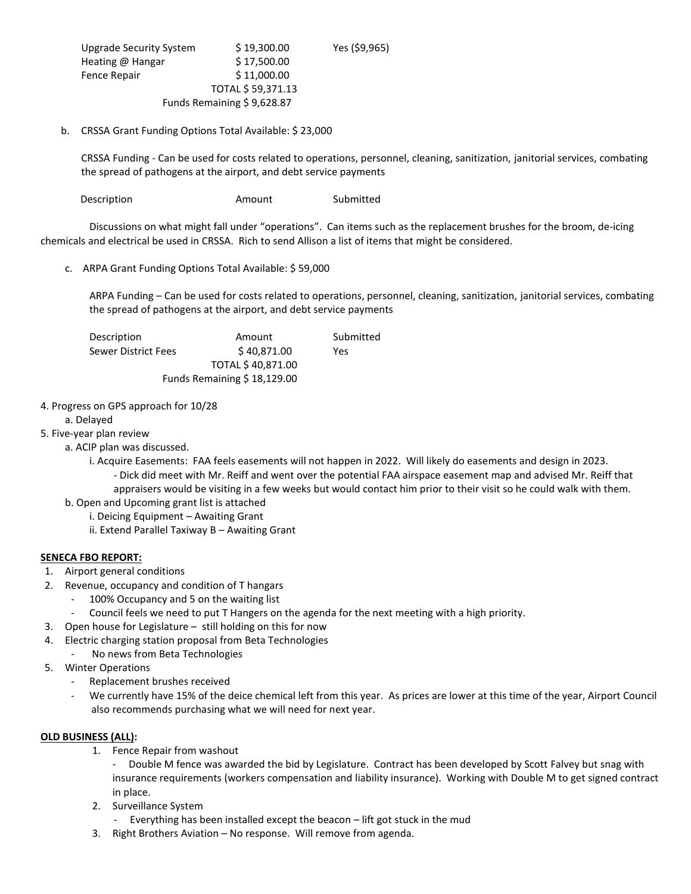| | | |
|---|---|---|
| Upgrade Security System | $ 19,300.00 | Yes ($9,965) |
| Heating @ Hangar | $ 17,500.00 | |
| Fence Repair | $ 11,000.00 | |
| | TOTAL $ 59,371.13 | |
| | Funds Remaining $ 9,628.87 | |

b. CRSSA Grant Funding Options Total Available: $ 23,000

CRSSA Funding - Can be used for costs related to operations, personnel, cleaning, sanitization, janitorial services, combating the spread of pathogens at the airport, and debt service payments

| Description | Amount | Submitted |
|---|---|---|

Discussions on what might fall under "operations". Can items such as the replacement brushes for the broom, de-icing chemicals and electrical be used in CRSSA. Rich to send Allison a list of items that might be considered.

c. ARPA Grant Funding Options Total Available: $ 59,000

ARPA Funding – Can be used for costs related to operations, personnel, cleaning, sanitization, janitorial services, combating the spread of pathogens at the airport, and debt service payments

| Description | Amount | Submitted |
|---|---|---|
| Sewer District Fees | $ 40,871.00 | Yes |
| | TOTAL $ 40,871.00 | |
| | Funds Remaining $ 18,129.00 | |

4. Progress on GPS approach for 10/28
   a. Delayed
5. Five-year plan review
   a. ACIP plan was discussed.
      i. Acquire Easements: FAA feels easements will not happen in 2022. Will likely do easements and design in 2023.
         - Dick did meet with Mr. Reiff and went over the potential FAA airspace easement map and advised Mr. Reiff that appraisers would be visiting in a few weeks but would contact him prior to their visit so he could walk with them.
   b. Open and Upcoming grant list is attached
      i. Deicing Equipment – Awaiting Grant
      ii. Extend Parallel Taxiway B – Awaiting Grant

**SENECA FBO REPORT:**

1. Airport general conditions
2. Revenue, occupancy and condition of T hangars
   - 100% Occupancy and 5 on the waiting list
   - Council feels we need to put T Hangers on the agenda for the next meeting with a high priority.
3. Open house for Legislature – still holding on this for now
4. Electric charging station proposal from Beta Technologies
   - No news from Beta Technologies
5. Winter Operations
   - Replacement brushes received
   - We currently have 15% of the deice chemical left from this year. As prices are lower at this time of the year, Airport Council also recommends purchasing what we will need for next year.

**OLD BUSINESS (ALL):**

1. Fence Repair from washout
   - Double M fence was awarded the bid by Legislature. Contract has been developed by Scott Falvey but snag with insurance requirements (workers compensation and liability insurance). Working with Double M to get signed contract in place.
2. Surveillance System
   - Everything has been installed except the beacon – lift got stuck in the mud
3. Right Brothers Aviation – No response. Will remove from agenda.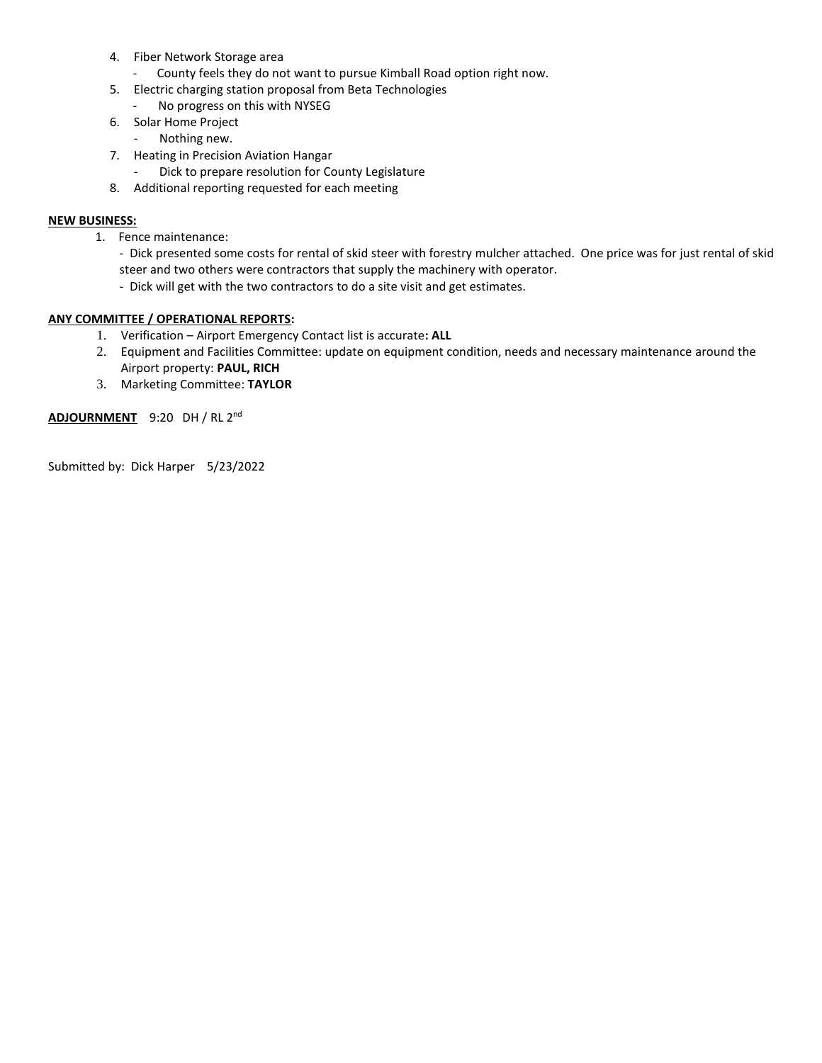4. Fiber Network Storage area
   - County feels they do not want to pursue Kimball Road option right now.
5. Electric charging station proposal from Beta Technologies
   - No progress on this with NYSEG
6. Solar Home Project
   - Nothing new.
7. Heating in Precision Aviation Hangar
   - Dick to prepare resolution for County Legislature
8. Additional reporting requested for each meeting

**NEW BUSINESS:**

1. Fence maintenance:
   - Dick presented some costs for rental of skid steer with forestry mulcher attached. One price was for just rental of skid steer and two others were contractors that supply the machinery with operator.
   - Dick will get with the two contractors to do a site visit and get estimates.

**ANY COMMITTEE / OPERATIONAL REPORTS:**

1. Verification – Airport Emergency Contact list is accurate**: ALL**
2. Equipment and Facilities Committee: update on equipment condition, needs and necessary maintenance around the Airport property: **PAUL, RICH**
3. Marketing Committee: **TAYLOR**

**ADJOURNMENT** 9:20 DH / RL 2nd

Submitted by: Dick Harper 5/23/2022